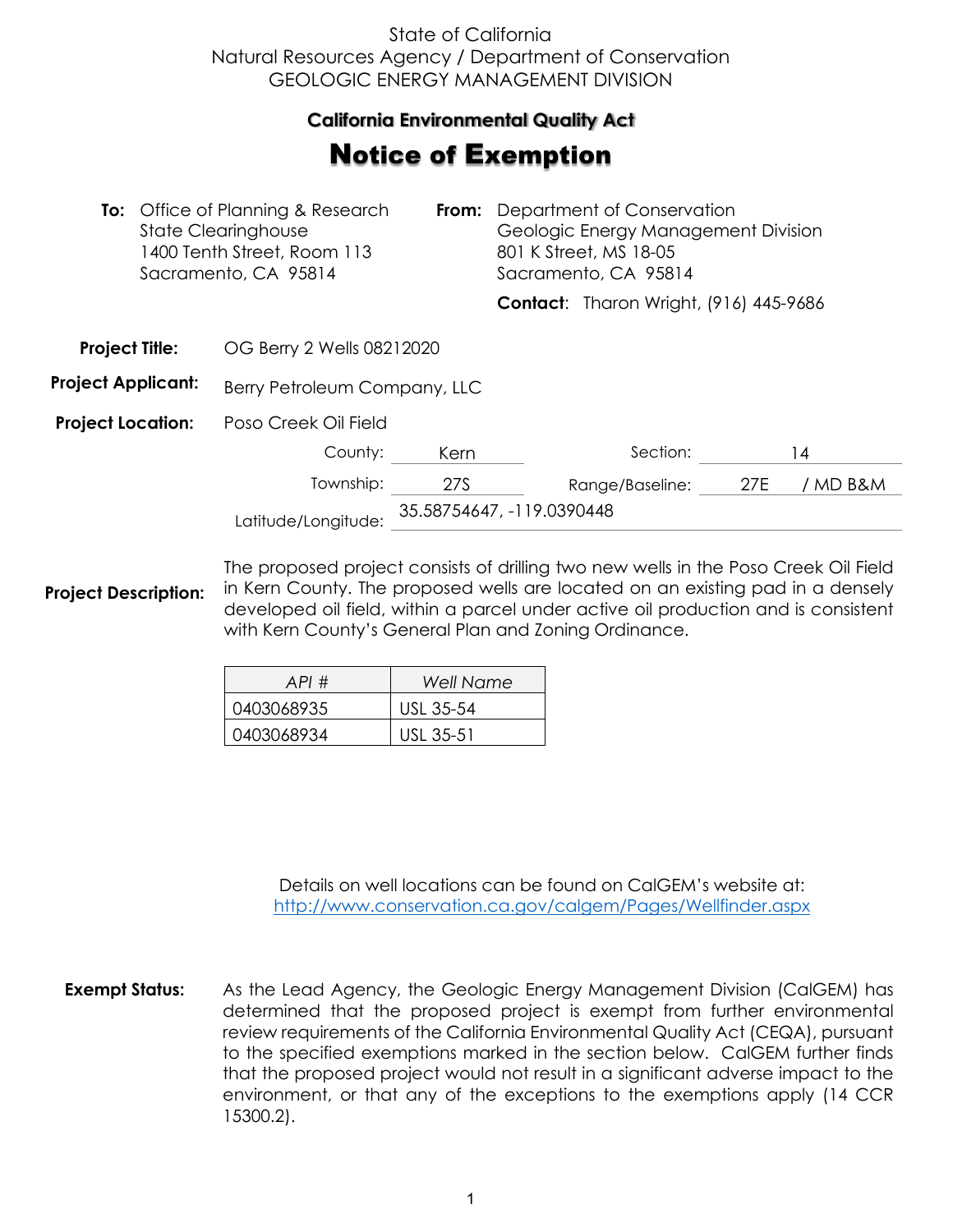State of California
Natural Resources Agency / Department of Conservation
GEOLOGIC ENERGY MANAGEMENT DIVISION

**California Environmental Quality Act**

# Notice of Exemption

**To:** Office of Planning & Research
State Clearinghouse
1400 Tenth Street, Room 113
Sacramento, CA 95814

**From:** Department of Conservation
Geologic Energy Management Division
801 K Street, MS 18-05
Sacramento, CA 95814

**Contact**: Tharon Wright, (916) 445-9686

**Project Title:** OG Berry 2 Wells 08212020

**Project Applicant:** Berry Petroleum Company, LLC

**Project Location:** Poso Creek Oil Field

County: Kern
Section: 14
Township: 27S
Range/Baseline: 27E / MD B&M
Latitude/Longitude: 35.58754647, -119.0390448

**Project Description:** The proposed project consists of drilling two new wells in the Poso Creek Oil Field in Kern County. The proposed wells are located on an existing pad in a densely developed oil field, within a parcel under active oil production and is consistent with Kern County's General Plan and Zoning Ordinance.

| *API #* | *Well Name* |
|---|---|
| 0403068935 | USL 35-54 |
| 0403068934 | USL 35-51 |

Details on well locations can be found on CalGEM's website at:
http://www.conservation.ca.gov/calgem/Pages/Wellfinder.aspx

**Exempt Status:** As the Lead Agency, the Geologic Energy Management Division (CalGEM) has determined that the proposed project is exempt from further environmental review requirements of the California Environmental Quality Act (CEQA), pursuant to the specified exemptions marked in the section below. CalGEM further finds that the proposed project would not result in a significant adverse impact to the environment, or that any of the exceptions to the exemptions apply (14 CCR 15300.2).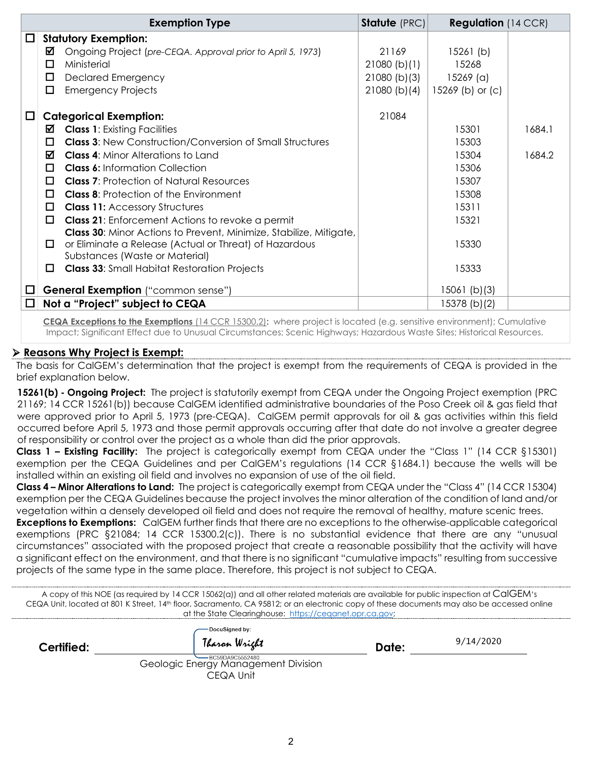| | Exemption Type | Statute (PRC) | Regulation (14 CCR) | |
|---|---|---|---|---|
| ☐ | **Statutory Exemption:** | | | |
| | ☑ Ongoing Project (*pre-CEQA. Approval prior to April 5, 1973*) | 21169 | 15261 (b) | |
| | ☐ Ministerial | 21080 (b)(1) | 15268 | |
| | ☐ Declared Emergency | 21080 (b)(3) | 15269 (a) | |
| | ☐ Emergency Projects | 21080 (b)(4) | 15269 (b) or (c) | |
| ☐ | **Categorical Exemption:** | 21084 | | |
| | ☑ **Class 1**: Existing Facilities | | 15301 | 1684.1 |
| | ☐ **Class 3**: New Construction/Conversion of Small Structures | | 15303 | |
| | ☑ **Class 4**: Minor Alterations to Land | | 15304 | 1684.2 |
| | ☐ **Class 6:** Information Collection | | 15306 | |
| | ☐ **Class 7**: Protection of Natural Resources | | 15307 | |
| | ☐ **Class 8**: Protection of the Environment | | 15308 | |
| | ☐ **Class 11:** Accessory Structures | | 15311 | |
| | ☐ **Class 21**: Enforcement Actions to revoke a permit | | 15321 | |
| | ☐ **Class 30**: Minor Actions to Prevent, Minimize, Stabilize, Mitigate, or Eliminate a Release (Actual or Threat) of Hazardous Substances (Waste or Material) | | 15330 | |
| | ☐ **Class 33**: Small Habitat Restoration Projects | | 15333 | |
| ☐ | **General Exemption** ("common sense") | | 15061 (b)(3) | |
| ☐ | **Not a "Project" subject to CEQA** | | 15378 (b)(2) | |

**CEQA Exceptions to the Exemptions** (14 CCR 15300.2)**:** where project is located (e.g. sensitive environment); Cumulative Impact; Significant Effect due to Unusual Circumstances; Scenic Highways; Hazardous Waste Sites; Historical Resources.

## ➤ Reasons Why Project is Exempt:

The basis for CalGEM's determination that the project is exempt from the requirements of CEQA is provided in the brief explanation below.

**15261(b) - Ongoing Project:** The project is statutorily exempt from CEQA under the Ongoing Project exemption (PRC 21169; 14 CCR 15261(b)) because CalGEM identified administrative boundaries of the Poso Creek oil & gas field that were approved prior to April 5, 1973 (pre-CEQA). CalGEM permit approvals for oil & gas activities within this field occurred before April 5, 1973 and those permit approvals occurring after that date do not involve a greater degree of responsibility or control over the project as a whole than did the prior approvals.

**Class 1 – Existing Facility:** The project is categorically exempt from CEQA under the "Class 1" (14 CCR §15301) exemption per the CEQA Guidelines and per CalGEM's regulations (14 CCR §1684.1) because the wells will be installed within an existing oil field and involves no expansion of use of the oil field.

**Class 4 – Minor Alterations to Land:** The project is categorically exempt from CEQA under the "Class 4" (14 CCR 15304) exemption per the CEQA Guidelines because the project involves the minor alteration of the condition of land and/or vegetation within a densely developed oil field and does not require the removal of healthy, mature scenic trees.

**Exceptions to Exemptions:** CalGEM further finds that there are no exceptions to the otherwise-applicable categorical exemptions (PRC §21084; 14 CCR 15300.2(c)). There is no substantial evidence that there are any "unusual circumstances" associated with the proposed project that create a reasonable possibility that the activity will have a significant effect on the environment, and that there is no significant "cumulative impacts" resulting from successive projects of the same type in the same place. Therefore, this project is not subject to CEQA.

A copy of this NOE (as required by 14 CCR 15062(a)) and all other related materials are available for public inspection at CalGEM's CEQA Unit, located at 801 K Street, 14th floor, Sacramento, CA 95812; or an electronic copy of these documents may also be accessed online at the State Clearinghouse: https://ceqanet.opr.ca.gov;

**Certified:** DocuSigned by: Tharon Wright BC59DA9C5552480... **Date:** 9/14/2020

Geologic Energy Management Division
CEQA Unit